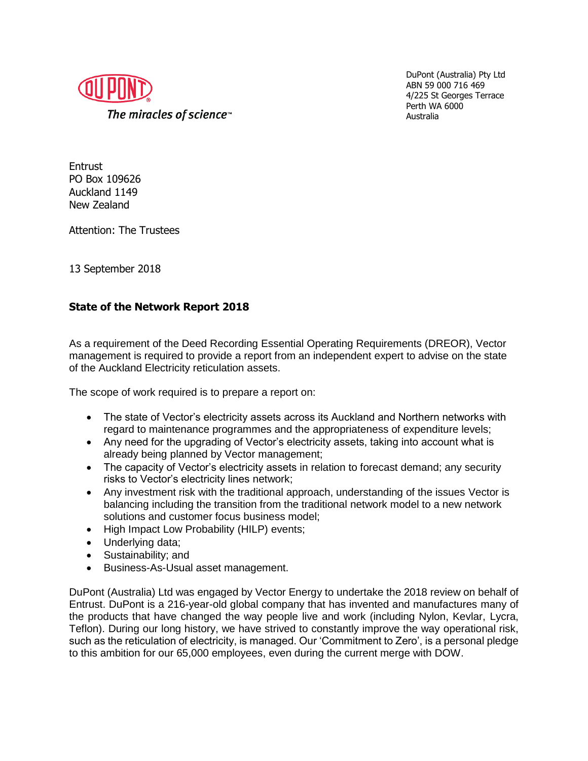DUPONT

*The miracles of science*™

DuPont (Australia) Pty Ltd
ABN 59 000 716 469
4/225 St Georges Terrace
Perth WA 6000
Australia

Entrust
PO Box 109626
Auckland 1149
New Zealand

Attention: The Trustees

13 September 2018

**State of the Network Report 2018**

As a requirement of the Deed Recording Essential Operating Requirements (DREOR), Vector management is required to provide a report from an independent expert to advise on the state of the Auckland Electricity reticulation assets.

The scope of work required is to prepare a report on:

- The state of Vector's electricity assets across its Auckland and Northern networks with regard to maintenance programmes and the appropriateness of expenditure levels;
- Any need for the upgrading of Vector's electricity assets, taking into account what is already being planned by Vector management;
- The capacity of Vector's electricity assets in relation to forecast demand; any security risks to Vector's electricity lines network;
- Any investment risk with the traditional approach, understanding of the issues Vector is balancing including the transition from the traditional network model to a new network solutions and customer focus business model;
- High Impact Low Probability (HILP) events;
- Underlying data;
- Sustainability; and
- Business-As-Usual asset management.

DuPont (Australia) Ltd was engaged by Vector Energy to undertake the 2018 review on behalf of Entrust. DuPont is a 216-year-old global company that has invented and manufactures many of the products that have changed the way people live and work (including Nylon, Kevlar, Lycra, Teflon). During our long history, we have strived to constantly improve the way operational risk, such as the reticulation of electricity, is managed. Our 'Commitment to Zero', is a personal pledge to this ambition for our 65,000 employees, even during the current merge with DOW.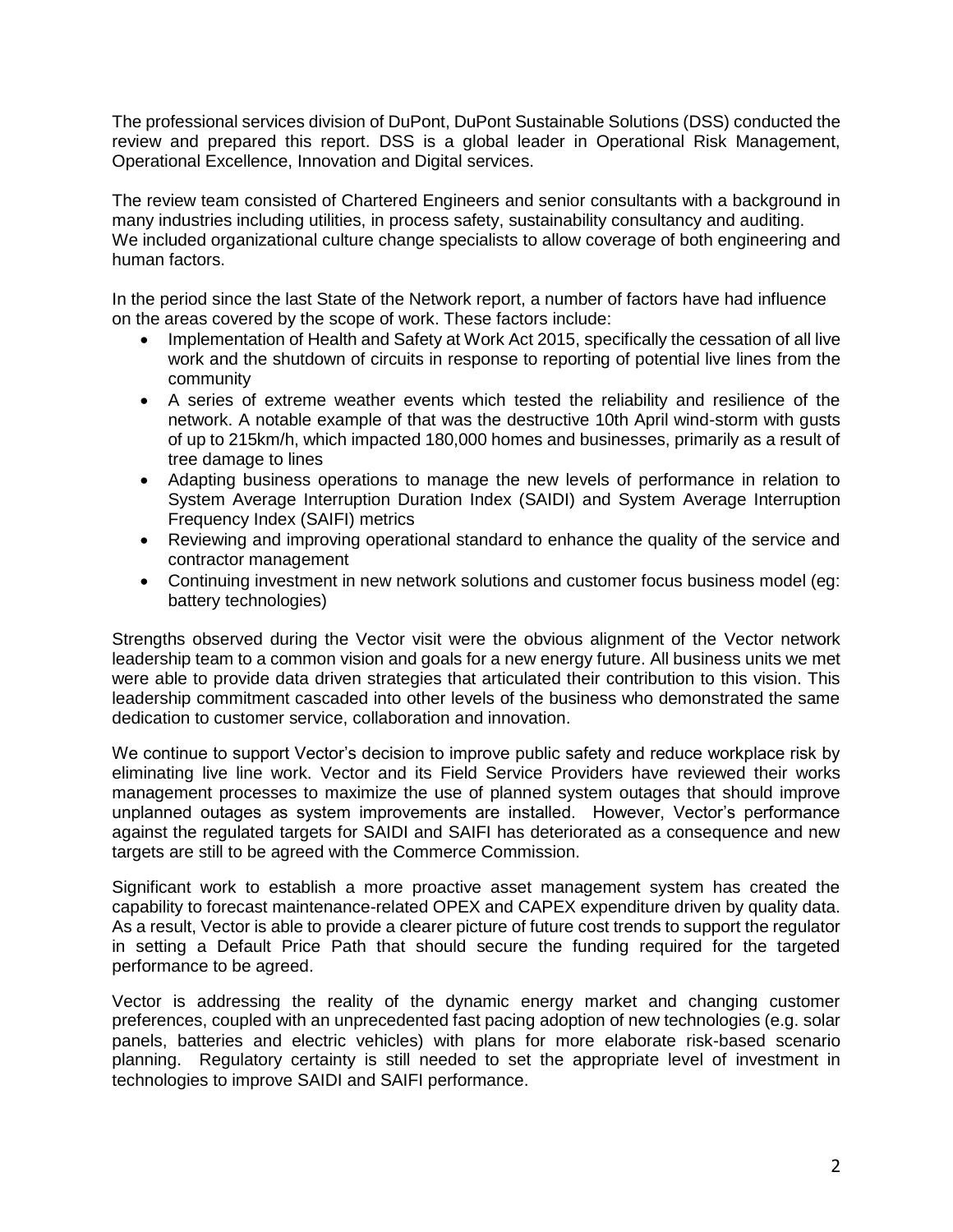The professional services division of DuPont, DuPont Sustainable Solutions (DSS) conducted the review and prepared this report. DSS is a global leader in Operational Risk Management, Operational Excellence, Innovation and Digital services.

The review team consisted of Chartered Engineers and senior consultants with a background in many industries including utilities, in process safety, sustainability consultancy and auditing. We included organizational culture change specialists to allow coverage of both engineering and human factors.

In the period since the last State of the Network report, a number of factors have had influence on the areas covered by the scope of work. These factors include:

- Implementation of Health and Safety at Work Act 2015, specifically the cessation of all live work and the shutdown of circuits in response to reporting of potential live lines from the community
- A series of extreme weather events which tested the reliability and resilience of the network. A notable example of that was the destructive 10th April wind-storm with gusts of up to 215km/h, which impacted 180,000 homes and businesses, primarily as a result of tree damage to lines
- Adapting business operations to manage the new levels of performance in relation to System Average Interruption Duration Index (SAIDI) and System Average Interruption Frequency Index (SAIFI) metrics
- Reviewing and improving operational standard to enhance the quality of the service and contractor management
- Continuing investment in new network solutions and customer focus business model (eg: battery technologies)

Strengths observed during the Vector visit were the obvious alignment of the Vector network leadership team to a common vision and goals for a new energy future. All business units we met were able to provide data driven strategies that articulated their contribution to this vision. This leadership commitment cascaded into other levels of the business who demonstrated the same dedication to customer service, collaboration and innovation.

We continue to support Vector's decision to improve public safety and reduce workplace risk by eliminating live line work. Vector and its Field Service Providers have reviewed their works management processes to maximize the use of planned system outages that should improve unplanned outages as system improvements are installed. However, Vector's performance against the regulated targets for SAIDI and SAIFI has deteriorated as a consequence and new targets are still to be agreed with the Commerce Commission.

Significant work to establish a more proactive asset management system has created the capability to forecast maintenance-related OPEX and CAPEX expenditure driven by quality data. As a result, Vector is able to provide a clearer picture of future cost trends to support the regulator in setting a Default Price Path that should secure the funding required for the targeted performance to be agreed.

Vector is addressing the reality of the dynamic energy market and changing customer preferences, coupled with an unprecedented fast pacing adoption of new technologies (e.g. solar panels, batteries and electric vehicles) with plans for more elaborate risk-based scenario planning. Regulatory certainty is still needed to set the appropriate level of investment in technologies to improve SAIDI and SAIFI performance.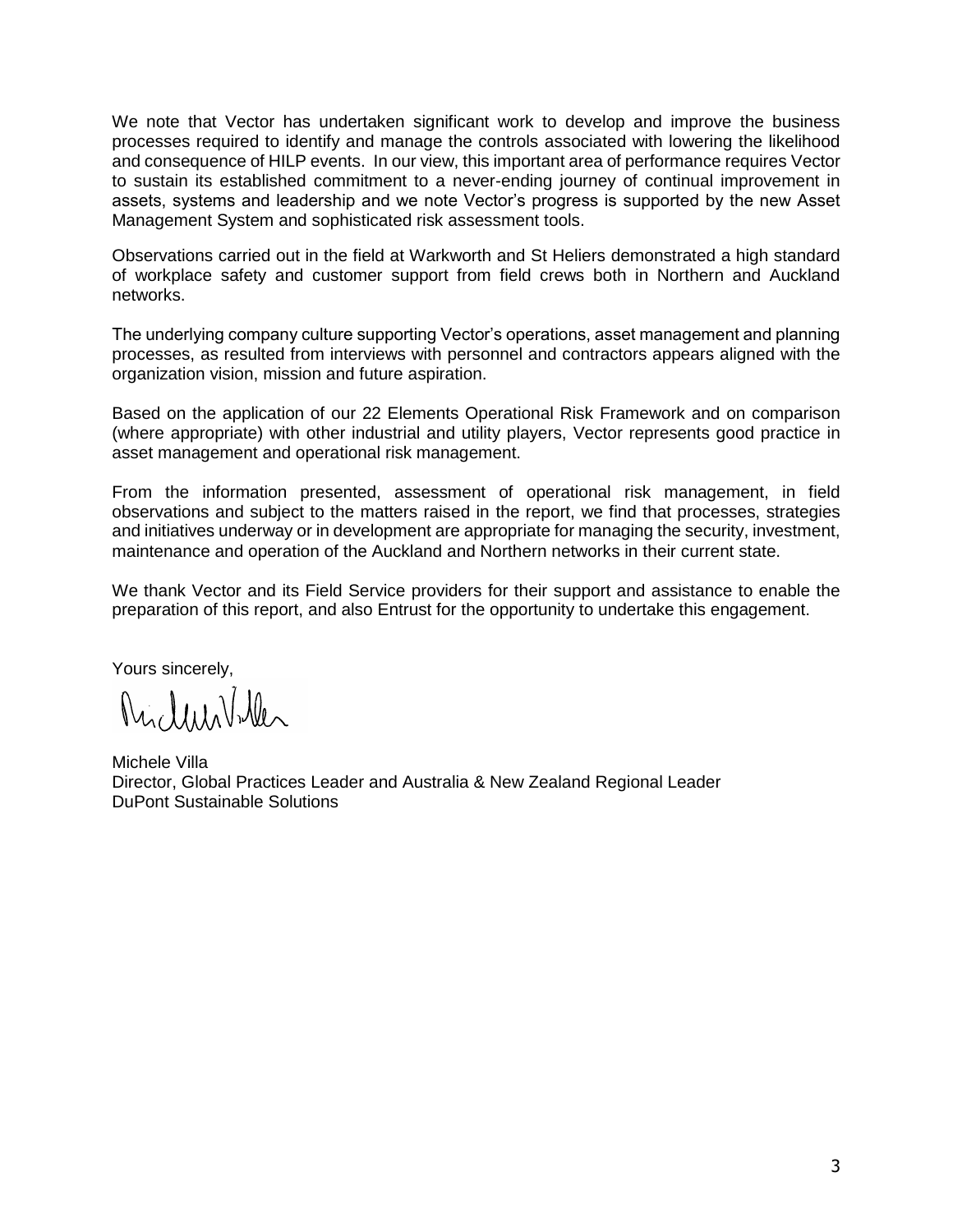We note that Vector has undertaken significant work to develop and improve the business processes required to identify and manage the controls associated with lowering the likelihood and consequence of HILP events. In our view, this important area of performance requires Vector to sustain its established commitment to a never-ending journey of continual improvement in assets, systems and leadership and we note Vector's progress is supported by the new Asset Management System and sophisticated risk assessment tools.

Observations carried out in the field at Warkworth and St Heliers demonstrated a high standard of workplace safety and customer support from field crews both in Northern and Auckland networks.

The underlying company culture supporting Vector's operations, asset management and planning processes, as resulted from interviews with personnel and contractors appears aligned with the organization vision, mission and future aspiration.

Based on the application of our 22 Elements Operational Risk Framework and on comparison (where appropriate) with other industrial and utility players, Vector represents good practice in asset management and operational risk management.

From the information presented, assessment of operational risk management, in field observations and subject to the matters raised in the report, we find that processes, strategies and initiatives underway or in development are appropriate for managing the security, investment, maintenance and operation of the Auckland and Northern networks in their current state.

We thank Vector and its Field Service providers for their support and assistance to enable the preparation of this report, and also Entrust for the opportunity to undertake this engagement.

Yours sincerely,

Michele Villa
Director, Global Practices Leader and Australia & New Zealand Regional Leader
DuPont Sustainable Solutions